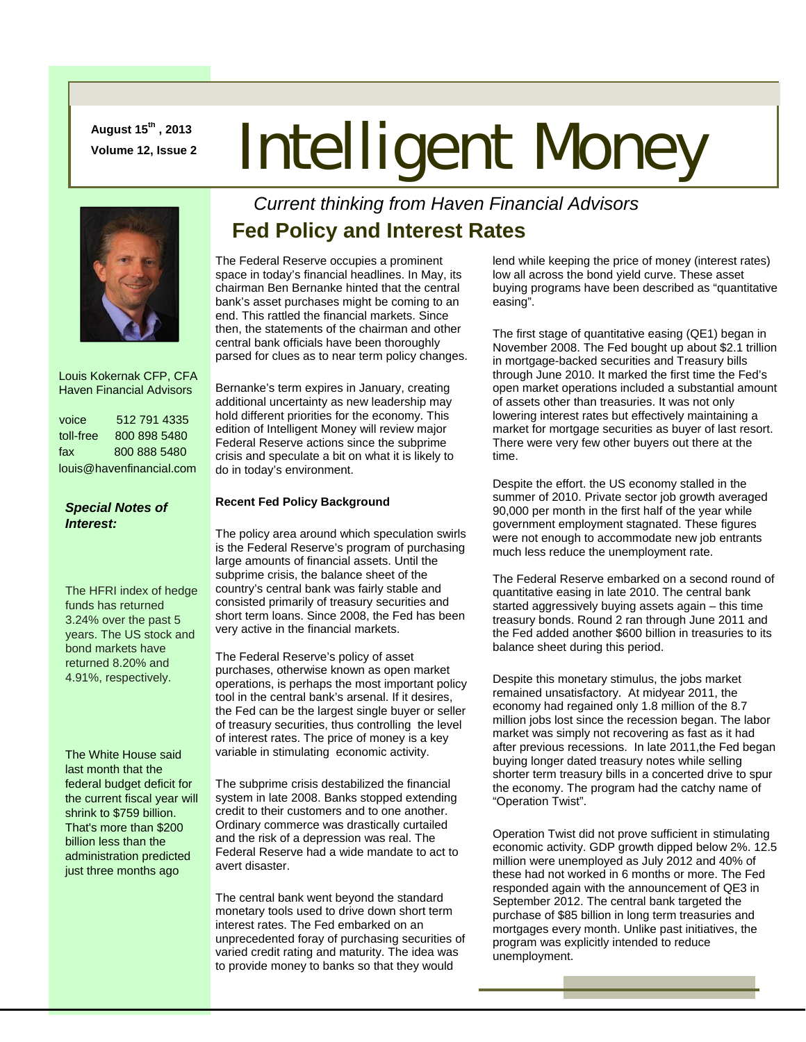August 15th, 2013
Volume 12, Issue 2

# Intelligent Money

*Current thinking from Haven Financial Advisors*

Louis Kokernak CFP, CFA
Haven Financial Advisors

| | |
|---|---|
| voice | 512 791 4335 |
| toll-free | 800 898 5480 |
| fax | 800 888 5480 |

louis@havenfinancial.com

***Special Notes of Interest:***

The HFRI index of hedge funds has returned 3.24% over the past 5 years. The US stock and bond markets have returned 8.20% and 4.91%, respectively.

The White House said last month that the federal budget deficit for the current fiscal year will shrink to $759 billion. That's more than $200 billion less than the administration predicted just three months ago

## Fed Policy and Interest Rates

The Federal Reserve occupies a prominent space in today's financial headlines. In May, its chairman Ben Bernanke hinted that the central bank's asset purchases might be coming to an end. This rattled the financial markets. Since then, the statements of the chairman and other central bank officials have been thoroughly parsed for clues as to near term policy changes.

Bernanke's term expires in January, creating additional uncertainty as new leadership may hold different priorities for the economy. This edition of Intelligent Money will review major Federal Reserve actions since the subprime crisis and speculate a bit on what it is likely to do in today's environment.

**Recent Fed Policy Background**

The policy area around which speculation swirls is the Federal Reserve's program of purchasing large amounts of financial assets. Until the subprime crisis, the balance sheet of the country's central bank was fairly stable and consisted primarily of treasury securities and short term loans. Since 2008, the Fed has been very active in the financial markets.

The Federal Reserve's policy of asset purchases, otherwise known as open market operations, is perhaps the most important policy tool in the central bank's arsenal. If it desires, the Fed can be the largest single buyer or seller of treasury securities, thus controlling the level of interest rates. The price of money is a key variable in stimulating economic activity.

The subprime crisis destabilized the financial system in late 2008. Banks stopped extending credit to their customers and to one another. Ordinary commerce was drastically curtailed and the risk of a depression was real. The Federal Reserve had a wide mandate to act to avert disaster.

The central bank went beyond the standard monetary tools used to drive down short term interest rates. The Fed embarked on an unprecedented foray of purchasing securities of varied credit rating and maturity. The idea was to provide money to banks so that they would lend while keeping the price of money (interest rates) low all across the bond yield curve. These asset buying programs have been described as "quantitative easing".

The first stage of quantitative easing (QE1) began in November 2008. The Fed bought up about $2.1 trillion in mortgage-backed securities and Treasury bills through June 2010. It marked the first time the Fed's open market operations included a substantial amount of assets other than treasuries. It was not only lowering interest rates but effectively maintaining a market for mortgage securities as buyer of last resort. There were very few other buyers out there at the time.

Despite the effort. the US economy stalled in the summer of 2010. Private sector job growth averaged 90,000 per month in the first half of the year while government employment stagnated. These figures were not enough to accommodate new job entrants much less reduce the unemployment rate.

The Federal Reserve embarked on a second round of quantitative easing in late 2010. The central bank started aggressively buying assets again – this time treasury bonds. Round 2 ran through June 2011 and the Fed added another $600 billion in treasuries to its balance sheet during this period.

Despite this monetary stimulus, the jobs market remained unsatisfactory. At midyear 2011, the economy had regained only 1.8 million of the 8.7 million jobs lost since the recession began. The labor market was simply not recovering as fast as it had after previous recessions. In late 2011,the Fed began buying longer dated treasury notes while selling shorter term treasury bills in a concerted drive to spur the economy. The program had the catchy name of "Operation Twist".

Operation Twist did not prove sufficient in stimulating economic activity. GDP growth dipped below 2%. 12.5 million were unemployed as July 2012 and 40% of these had not worked in 6 months or more. The Fed responded again with the announcement of QE3 in September 2012. The central bank targeted the purchase of $85 billion in long term treasuries and mortgages every month. Unlike past initiatives, the program was explicitly intended to reduce unemployment.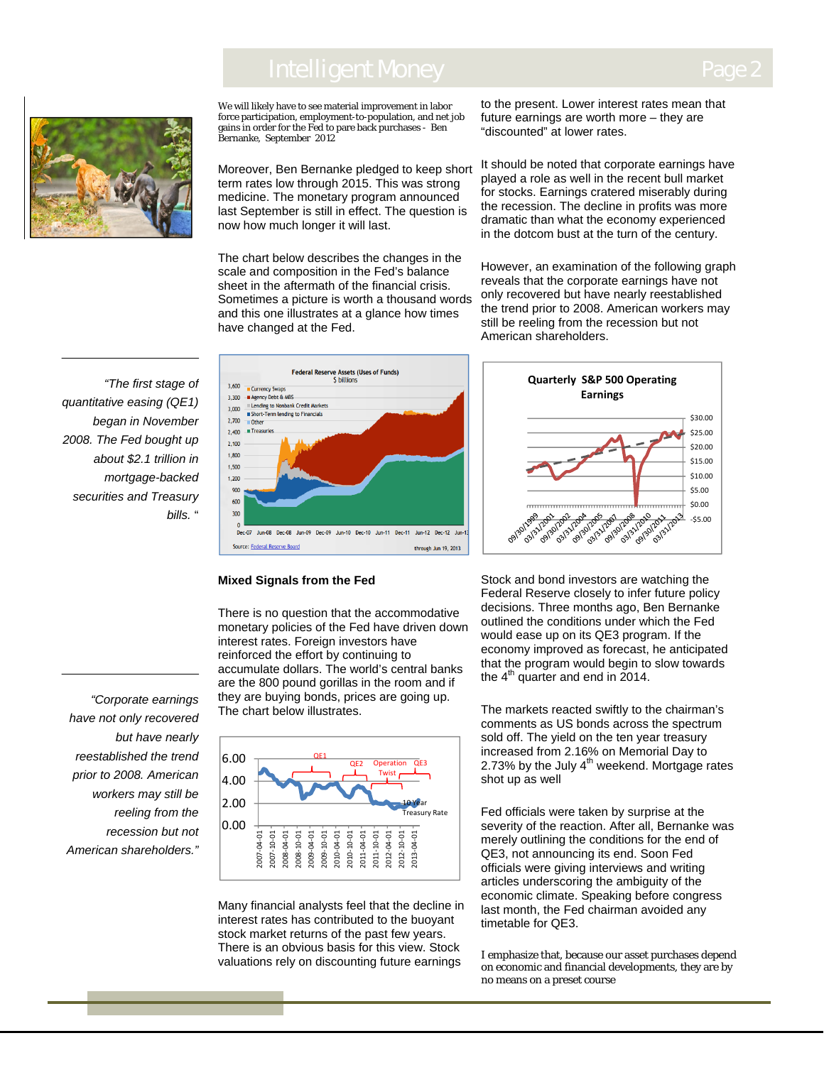We will likely have to see material improvement in labor force participation, employment-to-population, and net job gains in order for the Fed to pare back purchases - Ben Bernanke, September 2012

Moreover, Ben Bernanke pledged to keep short term rates low through 2015. This was strong medicine. The monetary program announced last September is still in effect. The question is now how much longer it will last.

The chart below describes the changes in the scale and composition in the Fed's balance sheet in the aftermath of the financial crisis. Sometimes a picture is worth a thousand words and this one illustrates at a glance how times have changed at the Fed.

*"The first stage of quantitative easing (QE1) began in November 2008. The Fed bought up about $2.1 trillion in mortgage-backed securities and Treasury bills."*

Federal Reserve Assets (Uses of Funds)
$ billions

Source: Federal Reserve Board — through Jun 19, 2013

## Mixed Signals from the Fed

There is no question that the accommodative monetary policies of the Fed have driven down interest rates. Foreign investors have reinforced the effort by continuing to accumulate dollars. The world's central banks are the 800 pound gorillas in the room and if they are buying bonds, prices are going up. The chart below illustrates.

*"Corporate earnings have not only recovered but have nearly reestablished the trend prior to 2008. American workers may still be reeling from the recession but not American shareholders."*

Many financial analysts feel that the decline in interest rates has contributed to the buoyant stock market returns of the past few years. There is an obvious basis for this view. Stock valuations rely on discounting future earnings to the present. Lower interest rates mean that future earnings are worth more – they are "discounted" at lower rates.

It should be noted that corporate earnings have played a role as well in the recent bull market for stocks. Earnings cratered miserably during the recession. The decline in profits was more dramatic than what the economy experienced in the dotcom bust at the turn of the century.

However, an examination of the following graph reveals that the corporate earnings have not only recovered but have nearly reestablished the trend prior to 2008. American workers may still be reeling from the recession but not American shareholders.

Quarterly S&P 500 Operating Earnings

Stock and bond investors are watching the Federal Reserve closely to infer future policy decisions. Three months ago, Ben Bernanke outlined the conditions under which the Fed would ease up on its QE3 program. If the economy improved as forecast, he anticipated that the program would begin to slow towards the 4th quarter and end in 2014.

The markets reacted swiftly to the chairman's comments as US bonds across the spectrum sold off. The yield on the ten year treasury increased from 2.16% on Memorial Day to 2.73% by the July 4th weekend. Mortgage rates shot up as well

Fed officials were taken by surprise at the severity of the reaction. After all, Bernanke was merely outlining the conditions for the end of QE3, not announcing its end. Soon Fed officials were giving interviews and writing articles underscoring the ambiguity of the economic climate. Speaking before congress last month, the Fed chairman avoided any timetable for QE3.

I emphasize that, because our asset purchases depend on economic and financial developments, they are by no means on a preset course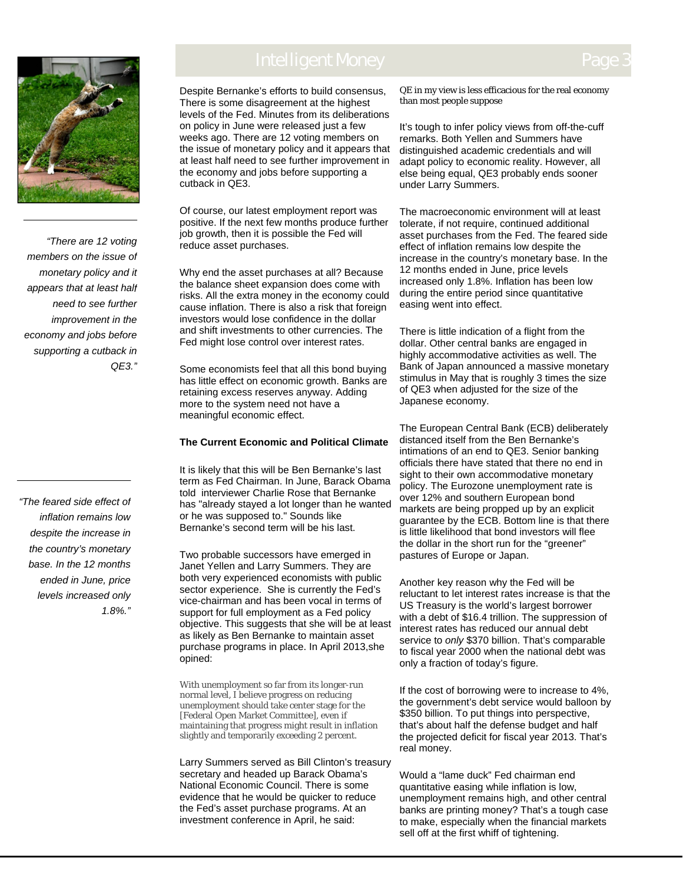Despite Bernanke's efforts to build consensus, There is some disagreement at the highest levels of the Fed. Minutes from its deliberations on policy in June were released just a few weeks ago. There are 12 voting members on the issue of monetary policy and it appears that at least half need to see further improvement in the economy and jobs before supporting a cutback in QE3.

*"There are 12 voting members on the issue of monetary policy and it appears that at least half need to see further improvement in the economy and jobs before supporting a cutback in QE3."*

Of course, our latest employment report was positive. If the next few months produce further job growth, then it is possible the Fed will reduce asset purchases.

Why end the asset purchases at all? Because the balance sheet expansion does come with risks. All the extra money in the economy could cause inflation. There is also a risk that foreign investors would lose confidence in the dollar and shift investments to other currencies. The Fed might lose control over interest rates.

Some economists feel that all this bond buying has little effect on economic growth. Banks are retaining excess reserves anyway. Adding more to the system need not have a meaningful economic effect.

**The Current Economic and Political Climate**

It is likely that this will be Ben Bernanke's last term as Fed Chairman. In June, Barack Obama told interviewer Charlie Rose that Bernanke has "already stayed a lot longer than he wanted or he was supposed to." Sounds like Bernanke's second term will be his last.

Two probable successors have emerged in Janet Yellen and Larry Summers. They are both very experienced economists with public sector experience. She is currently the Fed's vice-chairman and has been vocal in terms of support for full employment as a Fed policy objective. This suggests that she will be at least as likely as Ben Bernanke to maintain asset purchase programs in place. In April 2013,she opined:

> With unemployment so far from its longer-run normal level, I believe progress on reducing unemployment should take center stage for the [Federal Open Market Committee], even if maintaining that progress might result in inflation slightly and temporarily exceeding 2 percent.

Larry Summers served as Bill Clinton's treasury secretary and headed up Barack Obama's National Economic Council. There is some evidence that he would be quicker to reduce the Fed's asset purchase programs. At an investment conference in April, he said:

> QE in my view is less efficacious for the real economy than most people suppose

It's tough to infer policy views from off-the-cuff remarks. Both Yellen and Summers have distinguished academic credentials and will adapt policy to economic reality. However, all else being equal, QE3 probably ends sooner under Larry Summers.

The macroeconomic environment will at least tolerate, if not require, continued additional asset purchases from the Fed. The feared side effect of inflation remains low despite the increase in the country's monetary base. In the 12 months ended in June, price levels increased only 1.8%. Inflation has been low during the entire period since quantitative easing went into effect.

*"The feared side effect of inflation remains low despite the increase in the country's monetary base. In the 12 months ended in June, price levels increased only 1.8%."*

There is little indication of a flight from the dollar. Other central banks are engaged in highly accommodative activities as well. The Bank of Japan announced a massive monetary stimulus in May that is roughly 3 times the size of QE3 when adjusted for the size of the Japanese economy.

The European Central Bank (ECB) deliberately distanced itself from the Ben Bernanke's intimations of an end to QE3. Senior banking officials there have stated that there no end in sight to their own accommodative monetary policy. The Eurozone unemployment rate is over 12% and southern European bond markets are being propped up by an explicit guarantee by the ECB. Bottom line is that there is little likelihood that bond investors will flee the dollar in the short run for the "greener" pastures of Europe or Japan.

Another key reason why the Fed will be reluctant to let interest rates increase is that the US Treasury is the world's largest borrower with a debt of $16.4 trillion. The suppression of interest rates has reduced our annual debt service to *only* $370 billion. That's comparable to fiscal year 2000 when the national debt was only a fraction of today's figure.

If the cost of borrowing were to increase to 4%, the government's debt service would balloon by $350 billion. To put things into perspective, that's about half the defense budget and half the projected deficit for fiscal year 2013. That's real money.

Would a "lame duck" Fed chairman end quantitative easing while inflation is low, unemployment remains high, and other central banks are printing money? That's a tough case to make, especially when the financial markets sell off at the first whiff of tightening.